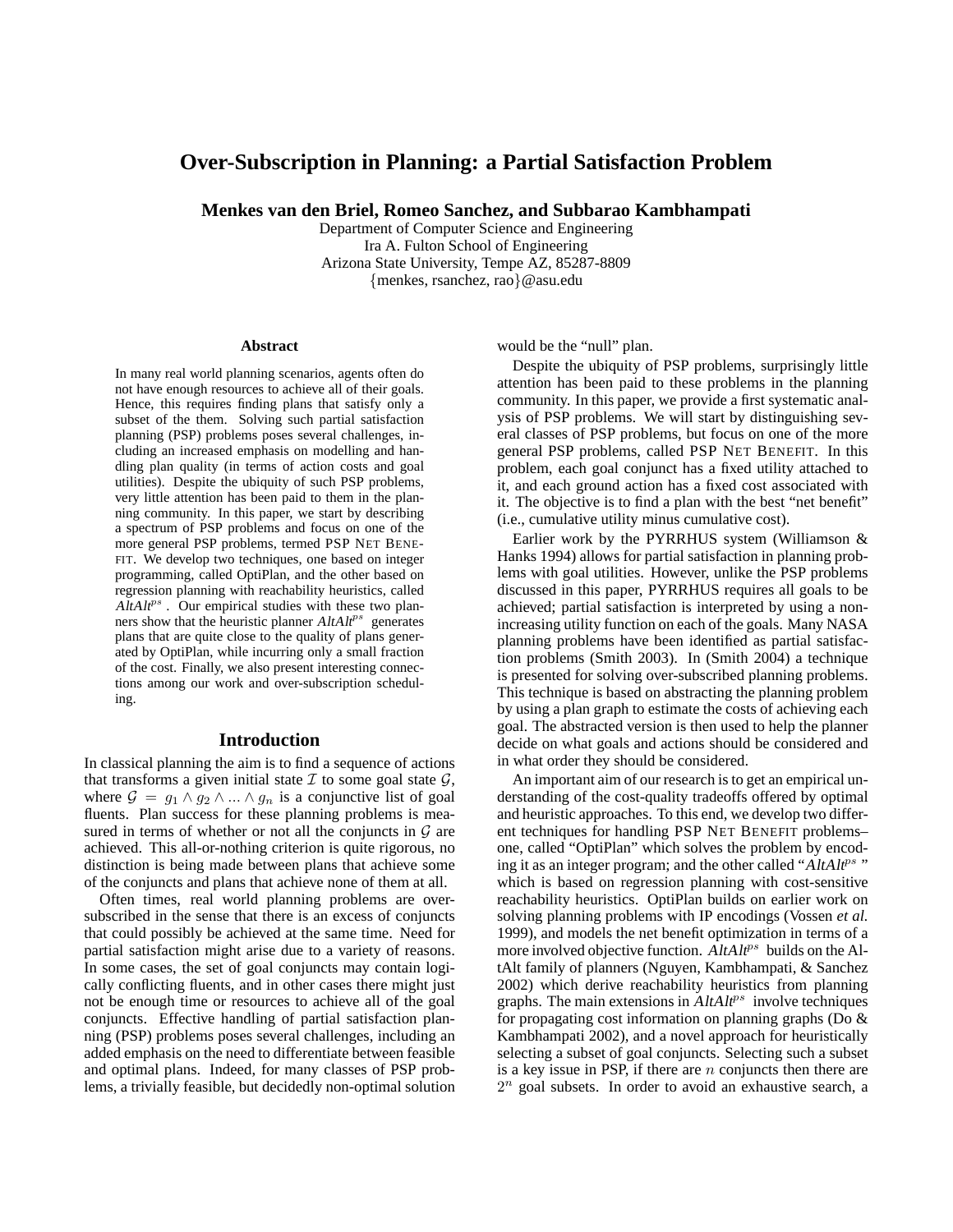# Over-Subscription in Planning: a Partial Satisfaction Problem

**Menkes van den Briel, Romeo Sanchez, and Subbarao Kambhampati**

Department of Computer Science and Engineering
Ira A. Fulton School of Engineering
Arizona State University, Tempe AZ, 85287-8809
{menkes, rsanchez, rao}@asu.edu

## Abstract

In many real world planning scenarios, agents often do not have enough resources to achieve all of their goals. Hence, this requires finding plans that satisfy only a subset of the them. Solving such partial satisfaction planning (PSP) problems poses several challenges, including an increased emphasis on modelling and handling plan quality (in terms of action costs and goal utilities). Despite the ubiquity of such PSP problems, very little attention has been paid to them in the planning community. In this paper, we start by describing a spectrum of PSP problems and focus on one of the more general PSP problems, termed PSP NET BENEFIT. We develop two techniques, one based on integer programming, called OptiPlan, and the other based on regression planning with reachability heuristics, called *AltAlt*$^{ps}$. Our empirical studies with these two planners show that the heuristic planner *AltAlt*$^{ps}$ generates plans that are quite close to the quality of plans generated by OptiPlan, while incurring only a small fraction of the cost. Finally, we also present interesting connections among our work and over-subscription scheduling.

## Introduction

In classical planning the aim is to find a sequence of actions that transforms a given initial state $\mathcal{I}$ to some goal state $\mathcal{G}$, where $\mathcal{G} = g_1 \wedge g_2 \wedge ... \wedge g_n$ is a conjunctive list of goal fluents. Plan success for these planning problems is measured in terms of whether or not all the conjuncts in $\mathcal{G}$ are achieved. This all-or-nothing criterion is quite rigorous, no distinction is being made between plans that achieve some of the conjuncts and plans that achieve none of them at all.

Often times, real world planning problems are over-subscribed in the sense that there is an excess of conjuncts that could possibly be achieved at the same time. Need for partial satisfaction might arise due to a variety of reasons. In some cases, the set of goal conjuncts may contain logically conflicting fluents, and in other cases there might just not be enough time or resources to achieve all of the goal conjuncts. Effective handling of partial satisfaction planning (PSP) problems poses several challenges, including an added emphasis on the need to differentiate between feasible and optimal plans. Indeed, for many classes of PSP problems, a trivially feasible, but decidedly non-optimal solution would be the "null" plan.

Despite the ubiquity of PSP problems, surprisingly little attention has been paid to these problems in the planning community. In this paper, we provide a first systematic analysis of PSP problems. We will start by distinguishing several classes of PSP problems, but focus on one of the more general PSP problems, called PSP NET BENEFIT. In this problem, each goal conjunct has a fixed utility attached to it, and each ground action has a fixed cost associated with it. The objective is to find a plan with the best "net benefit" (i.e., cumulative utility minus cumulative cost).

Earlier work by the PYRRHUS system (Williamson & Hanks 1994) allows for partial satisfaction in planning problems with goal utilities. However, unlike the PSP problems discussed in this paper, PYRRHUS requires all goals to be achieved; partial satisfaction is interpreted by using a non-increasing utility function on each of the goals. Many NASA planning problems have been identified as partial satisfaction problems (Smith 2003). In (Smith 2004) a technique is presented for solving over-subscribed planning problems. This technique is based on abstracting the planning problem by using a plan graph to estimate the costs of achieving each goal. The abstracted version is then used to help the planner decide on what goals and actions should be considered and in what order they should be considered.

An important aim of our research is to get an empirical understanding of the cost-quality tradeoffs offered by optimal and heuristic approaches. To this end, we develop two different techniques for handling PSP NET BENEFIT problems– one, called "OptiPlan" which solves the problem by encoding it as an integer program; and the other called "*AltAlt*$^{ps}$" which is based on regression planning with cost-sensitive reachability heuristics. OptiPlan builds on earlier work on solving planning problems with IP encodings (Vossen *et al.* 1999), and models the net benefit optimization in terms of a more involved objective function. *AltAlt*$^{ps}$ builds on the AltAlt family of planners (Nguyen, Kambhampati, & Sanchez 2002) which derive reachability heuristics from planning graphs. The main extensions in *AltAlt*$^{ps}$ involve techniques for propagating cost information on planning graphs (Do & Kambhampati 2002), and a novel approach for heuristically selecting a subset of goal conjuncts. Selecting such a subset is a key issue in PSP, if there are $n$ conjuncts then there are $2^n$ goal subsets. In order to avoid an exhaustive search, a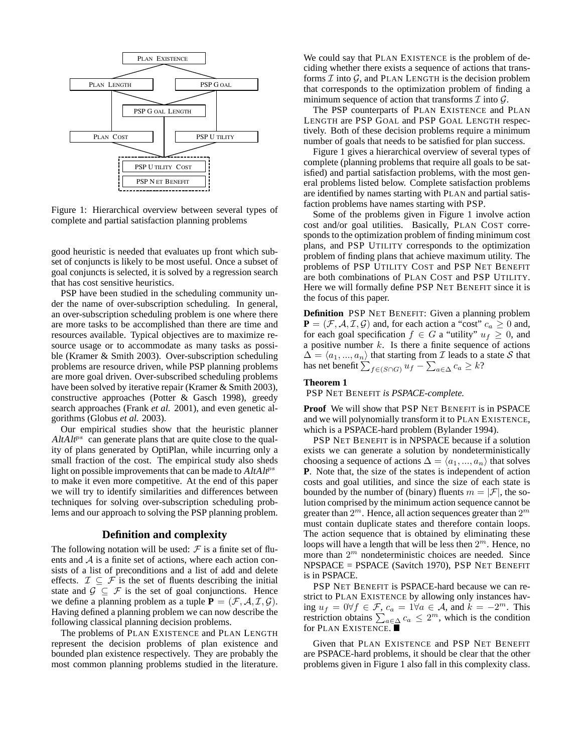PLAN EXISTENCE

PLAN LENGTH

PSP GOAL

PSP GOAL LENGTH

PLAN COST

PSP UTILITY

PSP UTILITY COST

PSP NET BENEFIT

Figure 1: Hierarchical overview between several types of complete and partial satisfaction planning problems

good heuristic is needed that evaluates up front which subset of conjuncts is likely to be most useful. Once a subset of goal conjuncts is selected, it is solved by a regression search that has cost sensitive heuristics.

PSP have been studied in the scheduling community under the name of over-subscription scheduling. In general, an over-subscription scheduling problem is one where there are more tasks to be accomplished than there are time and resources available. Typical objectives are to maximize resource usage or to accommodate as many tasks as possible (Kramer & Smith 2003). Over-subscription scheduling problems are resource driven, while PSP planning problems are more goal driven. Over-subscribed scheduling problems have been solved by iterative repair (Kramer & Smith 2003), constructive approaches (Potter & Gasch 1998), greedy search approaches (Frank *et al.* 2001), and even genetic algorithms (Globus *et al.* 2003).

Our empirical studies show that the heuristic planner *AltAlt*$^{ps}$ can generate plans that are quite close to the quality of plans generated by OptiPlan, while incurring only a small fraction of the cost. The empirical study also sheds light on possible improvements that can be made to *AltAlt*$^{ps}$ to make it even more competitive. At the end of this paper we will try to identify similarities and differences between techniques for solving over-subscription scheduling problems and our approach to solving the PSP planning problem.

## Definition and complexity

The following notation will be used: $\mathcal{F}$ is a finite set of fluents and $\mathcal{A}$ is a finite set of actions, where each action consists of a list of preconditions and a list of add and delete effects. $\mathcal{I} \subseteq \mathcal{F}$ is the set of fluents describing the initial state and $\mathcal{G} \subseteq \mathcal{F}$ is the set of goal conjunctions. Hence we define a planning problem as a tuple $\mathbf{P} = (\mathcal{F}, \mathcal{A}, \mathcal{I}, \mathcal{G})$. Having defined a planning problem we can now describe the following classical planning decision problems.

The problems of PLAN EXISTENCE and PLAN LENGTH represent the decision problems of plan existence and bounded plan existence respectively. They are probably the most common planning problems studied in the literature. We could say that PLAN EXISTENCE is the problem of deciding whether there exists a sequence of actions that transforms $\mathcal{I}$ into $\mathcal{G}$, and PLAN LENGTH is the decision problem that corresponds to the optimization problem of finding a minimum sequence of action that transforms $\mathcal{I}$ into $\mathcal{G}$.

The PSP counterparts of PLAN EXISTENCE and PLAN LENGTH are PSP GOAL and PSP GOAL LENGTH respectively. Both of these decision problems require a minimum number of goals that needs to be satisfied for plan success.

Figure 1 gives a hierarchical overview of several types of complete (planning problems that require all goals to be satisfied) and partial satisfaction problems, with the most general problems listed below. Complete satisfaction problems are identified by names starting with PLAN and partial satisfaction problems have names starting with PSP.

Some of the problems given in Figure 1 involve action cost and/or goal utilities. Basically, PLAN COST corresponds to the optimization problem of finding minimum cost plans, and PSP UTILITY corresponds to the optimization problem of finding plans that achieve maximum utility. The problems of PSP UTILITY COST and PSP NET BENEFIT are both combinations of PLAN COST and PSP UTILITY. Here we will formally define PSP NET BENEFIT since it is the focus of this paper.

**Definition** PSP NET BENEFIT: Given a planning problem $\mathbf{P} = (\mathcal{F}, \mathcal{A}, \mathcal{I}, \mathcal{G})$ and, for each action a "cost" $c_a \geq 0$ and, for each goal specification $f \in G$ a "utility" $u_f \geq 0$, and a positive number $k$. Is there a finite sequence of actions $\Delta = \langle a_1, ..., a_n \rangle$ that starting from $\mathcal{I}$ leads to a state $\mathcal{S}$ that has net benefit $\sum_{f \in (S \cap G)} u_f - \sum_{a \in \Delta} c_a \geq k$?

**Theorem 1**

PSP NET BENEFIT *is PSPACE-complete.*

**Proof** We will show that PSP NET BENEFIT is in PSPACE and we will polynomially transform it to PLAN EXISTENCE, which is a PSPACE-hard problem (Bylander 1994).

PSP NET BENEFIT is in NPSPACE because if a solution exists we can generate a solution by nondeterministically choosing a sequence of actions $\Delta = \langle a_1, ..., a_n \rangle$ that solves **P**. Note that, the size of the states is independent of action costs and goal utilities, and since the size of each state is bounded by the number of (binary) fluents $m = |\mathcal{F}|$, the solution comprised by the minimum action sequence cannot be greater than $2^m$. Hence, all action sequences greater than $2^m$ must contain duplicate states and therefore contain loops. The action sequence that is obtained by eliminating these loops will have a length that will be less then $2^m$. Hence, no more than $2^m$ nondeterministic choices are needed. Since NPSPACE = PSPACE (Savitch 1970), PSP NET BENEFIT is in PSPACE.

PSP NET BENEFIT is PSPACE-hard because we can restrict to PLAN EXISTENCE by allowing only instances having $u_f = 0 \forall f \in \mathcal{F}$, $c_a = 1 \forall a \in \mathcal{A}$, and $k = -2^m$. This restriction obtains $\sum_{a \in \Delta} c_a \leq 2^m$, which is the condition for PLAN EXISTENCE. ■

Given that PLAN EXISTENCE and PSP NET BENEFIT are PSPACE-hard problems, it should be clear that the other problems given in Figure 1 also fall in this complexity class.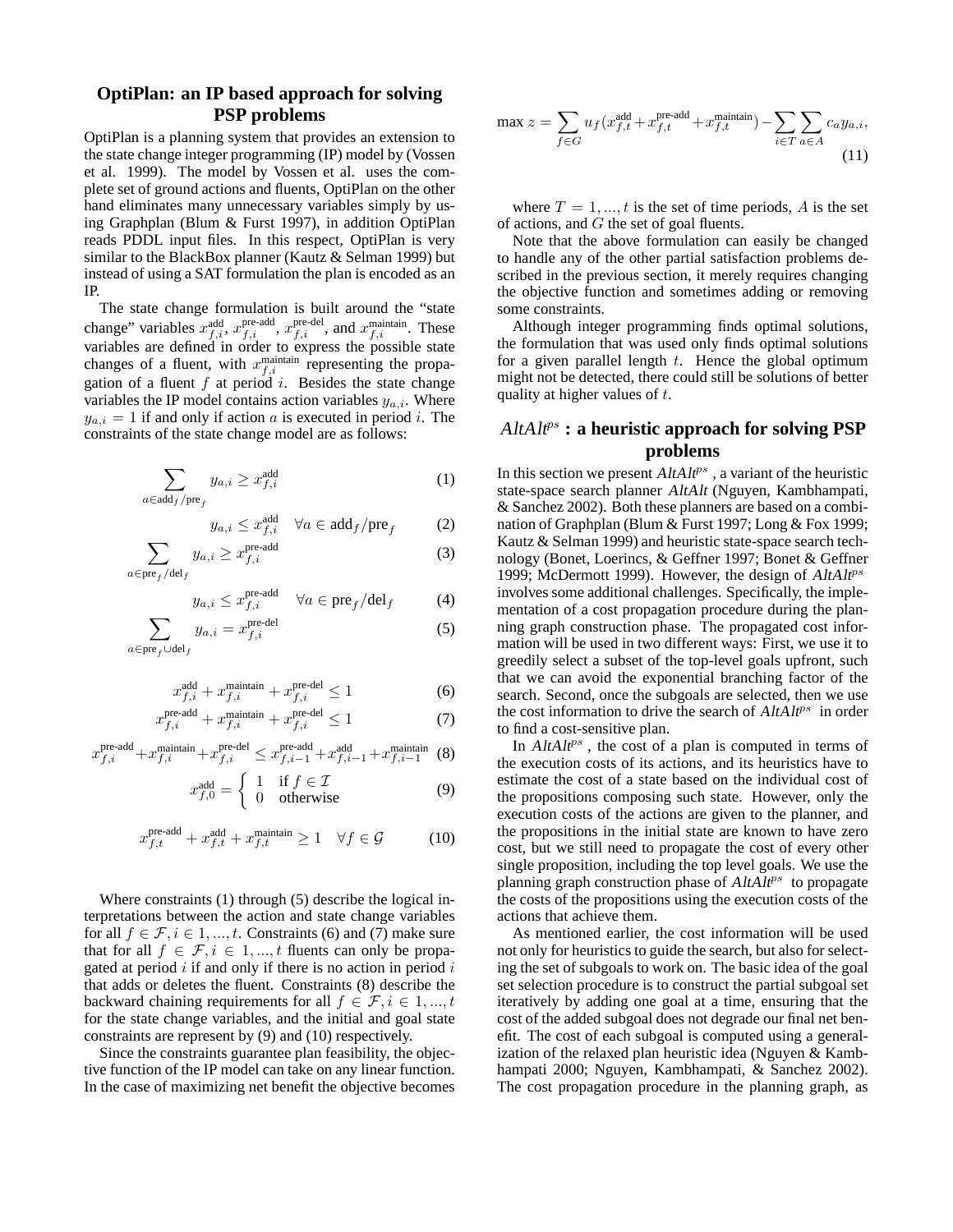## OptiPlan: an IP based approach for solving PSP problems

OptiPlan is a planning system that provides an extension to the state change integer programming (IP) model by (Vossen et al. 1999). The model by Vossen et al. uses the complete set of ground actions and fluents, OptiPlan on the other hand eliminates many unnecessary variables simply by using Graphplan (Blum & Furst 1997), in addition OptiPlan reads PDDL input files. In this respect, OptiPlan is very similar to the BlackBox planner (Kautz & Selman 1999) but instead of using a SAT formulation the plan is encoded as an IP.

The state change formulation is built around the "state change" variables $x^{\text{add}}_{f,i}$, $x^{\text{pre-add}}_{f,i}$, $x^{\text{pre-del}}_{f,i}$, and $x^{\text{maintain}}_{f,i}$. These variables are defined in order to express the possible state changes of a fluent, with $x^{\text{maintain}}_{f,i}$ representing the propagation of a fluent $f$ at period $i$. Besides the state change variables the IP model contains action variables $y_{a,i}$. Where $y_{a,i} = 1$ if and only if action $a$ is executed in period $i$. The constraints of the state change model are as follows:

$$\sum_{a \in \text{add}_f / \text{pre}_f} y_{a,i} \geq x^{\text{add}}_{f,i} \tag{1}$$

$$y_{a,i} \leq x^{\text{add}}_{f,i} \quad \forall a \in \text{add}_f / \text{pre}_f \tag{2}$$

$$\sum_{a \in \text{pre}_f / \text{del}_f} y_{a,i} \geq x^{\text{pre-add}}_{f,i} \tag{3}$$

$$y_{a,i} \leq x^{\text{pre-add}}_{f,i} \quad \forall a \in \text{pre}_f / \text{del}_f \tag{4}$$

$$\sum_{a \in \text{pre}_f \cup \text{del}_f} y_{a,i} = x^{\text{pre-del}}_{f,i} \tag{5}$$

$$x^{\text{add}}_{f,i} + x^{\text{maintain}}_{f,i} + x^{\text{pre-del}}_{f,i} \leq 1 \tag{6}$$

$$x^{\text{pre-add}}_{f,i} + x^{\text{maintain}}_{f,i} + x^{\text{pre-del}}_{f,i} \leq 1 \tag{7}$$

$$x^{\text{pre-add}}_{f,i} + x^{\text{maintain}}_{f,i} + x^{\text{pre-del}}_{f,i} \leq x^{\text{pre-add}}_{f,i-1} + x^{\text{add}}_{f,i-1} + x^{\text{maintain}}_{f,i-1} \tag{8}$$

$$x^{\text{add}}_{f,0} = \begin{cases} 1 & \text{if } f \in \mathcal{I} \\ 0 & \text{otherwise} \end{cases} \tag{9}$$

$$x^{\text{pre-add}}_{f,t} + x^{\text{add}}_{f,t} + x^{\text{maintain}}_{f,t} \geq 1 \quad \forall f \in \mathcal{G} \tag{10}$$

Where constraints (1) through (5) describe the logical interpretations between the action and state change variables for all $f \in \mathcal{F}, i \in 1, ..., t$. Constraints (6) and (7) make sure that for all $f \in \mathcal{F}, i \in 1, ..., t$ fluents can only be propagated at period $i$ if and only if there is no action in period $i$ that adds or deletes the fluent. Constraints (8) describe the backward chaining requirements for all $f \in \mathcal{F}, i \in 1, ..., t$ for the state change variables, and the initial and goal state constraints are represent by (9) and (10) respectively.

Since the constraints guarantee plan feasibility, the objective function of the IP model can take on any linear function. In the case of maximizing net benefit the objective becomes

$$\max z = \sum_{f \in G} u_f(x^{\text{add}}_{f,t} + x^{\text{pre-add}}_{f,t} + x^{\text{maintain}}_{f,t}) - \sum_{i \in T} \sum_{a \in A} c_a y_{a,i}, \tag{11}$$

where $T = 1, ..., t$ is the set of time periods, $A$ is the set of actions, and $G$ the set of goal fluents.

Note that the above formulation can easily be changed to handle any of the other partial satisfaction problems described in the previous section, it merely requires changing the objective function and sometimes adding or removing some constraints.

Although integer programming finds optimal solutions, the formulation that was used only finds optimal solutions for a given parallel length $t$. Hence the global optimum might not be detected, there could still be solutions of better quality at higher values of $t$.

## *AltAlt^ps* : a heuristic approach for solving PSP problems

In this section we present *AltAlt^ps* , a variant of the heuristic state-space search planner *AltAlt* (Nguyen, Kambhampati, & Sanchez 2002). Both these planners are based on a combination of Graphplan (Blum & Furst 1997; Long & Fox 1999; Kautz & Selman 1999) and heuristic state-space search technology (Bonet, Loerincs, & Geffner 1997; Bonet & Geffner 1999; McDermott 1999). However, the design of *AltAlt^ps* involves some additional challenges. Specifically, the implementation of a cost propagation procedure during the planning graph construction phase. The propagated cost information will be used in two different ways: First, we use it to greedily select a subset of the top-level goals upfront, such that we can avoid the exponential branching factor of the search. Second, once the subgoals are selected, then we use the cost information to drive the search of *AltAlt^ps* in order to find a cost-sensitive plan.

In *AltAlt^ps* , the cost of a plan is computed in terms of the execution costs of its actions, and its heuristics have to estimate the cost of a state based on the individual cost of the propositions composing such state. However, only the execution costs of the actions are given to the planner, and the propositions in the initial state are known to have zero cost, but we still need to propagate the cost of every other single proposition, including the top level goals. We use the planning graph construction phase of *AltAlt^ps* to propagate the costs of the propositions using the execution costs of the actions that achieve them.

As mentioned earlier, the cost information will be used not only for heuristics to guide the search, but also for selecting the set of subgoals to work on. The basic idea of the goal set selection procedure is to construct the partial subgoal set iteratively by adding one goal at a time, ensuring that the cost of the added subgoal does not degrade our final net benefit. The cost of each subgoal is computed using a generalization of the relaxed plan heuristic idea (Nguyen & Kambhampati 2000; Nguyen, Kambhampati, & Sanchez 2002). The cost propagation procedure in the planning graph, as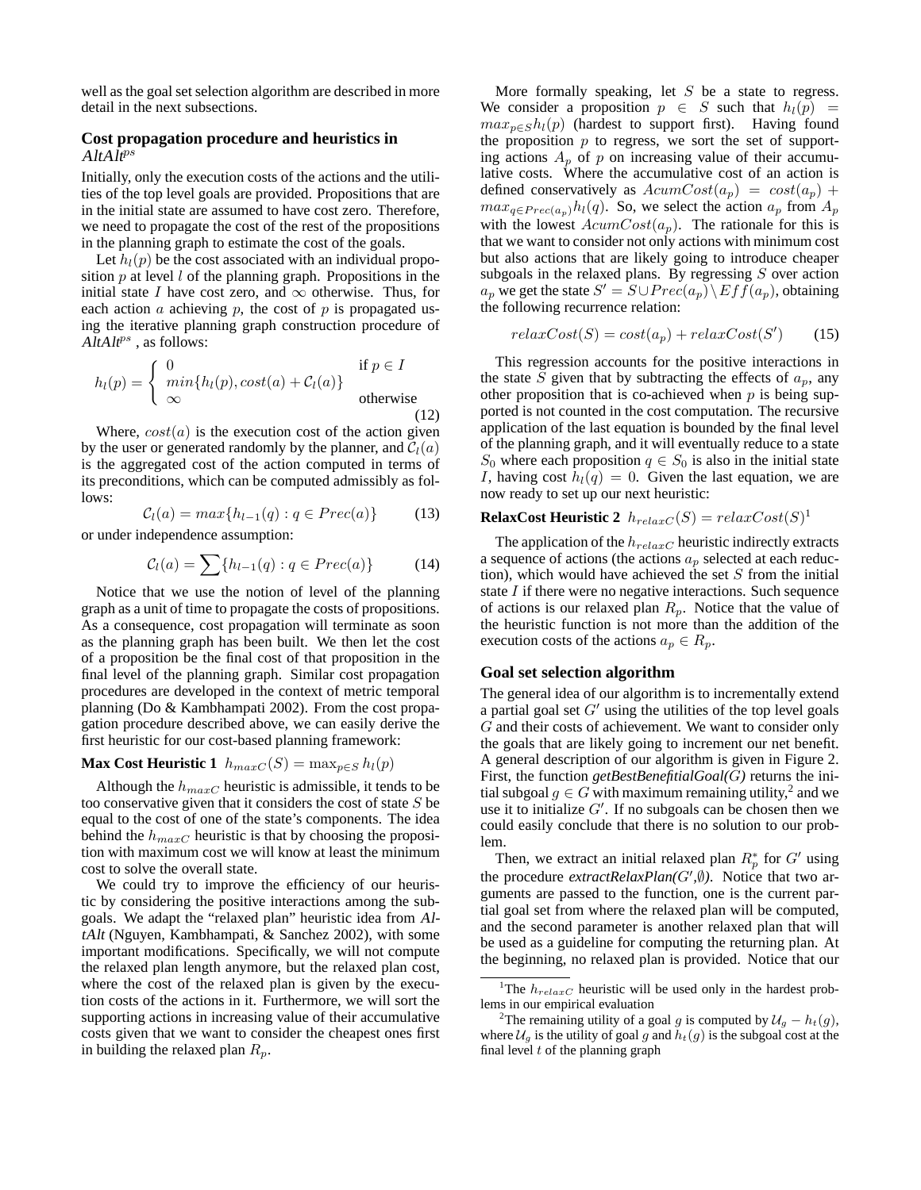well as the goal set selection algorithm are described in more detail in the next subsections.

### Cost propagation procedure and heuristics in *AltAlt*$^{ps}$

Initially, only the execution costs of the actions and the utilities of the top level goals are provided. Propositions that are in the initial state are assumed to have cost zero. Therefore, we need to propagate the cost of the rest of the propositions in the planning graph to estimate the cost of the goals.

Let $h_l(p)$ be the cost associated with an individual proposition $p$ at level $l$ of the planning graph. Propositions in the initial state $I$ have cost zero, and $\infty$ otherwise. Thus, for each action $a$ achieving $p$, the cost of $p$ is propagated using the iterative planning graph construction procedure of *AltAlt*$^{ps}$ , as follows:

$$h_l(p) = \begin{cases} 0 & \text{if } p \in I \\ min\{h_l(p), cost(a) + \mathcal{C}_l(a)\} & \\ \infty & \text{otherwise} \end{cases} \quad (12)$$

Where, $cost(a)$ is the execution cost of the action given by the user or generated randomly by the planner, and $\mathcal{C}_l(a)$ is the aggregated cost of the action computed in terms of its preconditions, which can be computed admissibly as follows:

$$\mathcal{C}_l(a) = max\{h_{l-1}(q) : q \in Prec(a)\} \quad (13)$$

or under independence assumption:

$$\mathcal{C}_l(a) = \sum\{h_{l-1}(q) : q \in Prec(a)\} \quad (14)$$

Notice that we use the notion of level of the planning graph as a unit of time to propagate the costs of propositions. As a consequence, cost propagation will terminate as soon as the planning graph has been built. We then let the cost of a proposition be the final cost of that proposition in the final level of the planning graph. Similar cost propagation procedures are developed in the context of metric temporal planning (Do & Kambhampati 2002). From the cost propagation procedure described above, we can easily derive the first heuristic for our cost-based planning framework:

**Max Cost Heuristic 1** $h_{maxC}(S) = \max_{p \in S} h_l(p)$

Although the $h_{maxC}$ heuristic is admissible, it tends to be too conservative given that it considers the cost of state $S$ be equal to the cost of one of the state's components. The idea behind the $h_{maxC}$ heuristic is that by choosing the proposition with maximum cost we will know at least the minimum cost to solve the overall state.

We could try to improve the efficiency of our heuristic by considering the positive interactions among the subgoals. We adapt the "relaxed plan" heuristic idea from *AltAlt* (Nguyen, Kambhampati, & Sanchez 2002), with some important modifications. Specifically, we will not compute the relaxed plan length anymore, but the relaxed plan cost, where the cost of the relaxed plan is given by the execution costs of the actions in it. Furthermore, we will sort the supporting actions in increasing value of their accumulative costs given that we want to consider the cheapest ones first in building the relaxed plan $R_p$.

More formally speaking, let $S$ be a state to regress. We consider a proposition $p \in S$ such that $h_l(p) = max_{p \in S} h_l(p)$ (hardest to support first). Having found the proposition $p$ to regress, we sort the set of supporting actions $A_p$ of $p$ on increasing value of their accumulative costs. Where the accumulative cost of an action is defined conservatively as $AcumCost(a_p) = cost(a_p) + max_{q \in Prec(a_p)} h_l(q)$. So, we select the action $a_p$ from $A_p$ with the lowest $AcumCost(a_p)$. The rationale for this is that we want to consider not only actions with minimum cost but also actions that are likely going to introduce cheaper subgoals in the relaxed plans. By regressing $S$ over action $a_p$ we get the state $S' = S \cup Prec(a_p) \setminus Eff(a_p)$, obtaining the following recurrence relation:

$$relaxCost(S) = cost(a_p) + relaxCost(S') \quad (15)$$

This regression accounts for the positive interactions in the state $S$ given that by subtracting the effects of $a_p$, any other proposition that is co-achieved when $p$ is being supported is not counted in the cost computation. The recursive application of the last equation is bounded by the final level of the planning graph, and it will eventually reduce to a state $S_0$ where each proposition $q \in S_0$ is also in the initial state $I$, having cost $h_l(q) = 0$. Given the last equation, we are now ready to set up our next heuristic:

**RelaxCost Heuristic 2** $h_{relaxC}(S) = relaxCost(S)$[1]

The application of the $h_{relaxC}$ heuristic indirectly extracts a sequence of actions (the actions $a_p$ selected at each reduction), which would have achieved the set $S$ from the initial state $I$ if there were no negative interactions. Such sequence of actions is our relaxed plan $R_p$. Notice that the value of the heuristic function is not more than the addition of the execution costs of the actions $a_p \in R_p$.

### Goal set selection algorithm

The general idea of our algorithm is to incrementally extend a partial goal set $G'$ using the utilities of the top level goals $G$ and their costs of achievement. We want to consider only the goals that are likely going to increment our net benefit. A general description of our algorithm is given in Figure 2. First, the function *getBestBenefitialGoal(G)* returns the initial subgoal $g \in G$ with maximum remaining utility,[2] and we use it to initialize $G'$. If no subgoals can be chosen then we could easily conclude that there is no solution to our problem.

Then, we extract an initial relaxed plan $R_p^*$ for $G'$ using the procedure *extractRelaxPlan(G',∅)*. Notice that two arguments are passed to the function, one is the current partial goal set from where the relaxed plan will be computed, and the second parameter is another relaxed plan that will be used as a guideline for computing the returning plan. At the beginning, no relaxed plan is provided. Notice that our

[1] The $h_{relaxC}$ heuristic will be used only in the hardest problems in our empirical evaluation

[2] The remaining utility of a goal $g$ is computed by $\mathcal{U}_g - h_t(g)$, where $\mathcal{U}_g$ is the utility of goal $g$ and $h_t(g)$ is the subgoal cost at the final level $t$ of the planning graph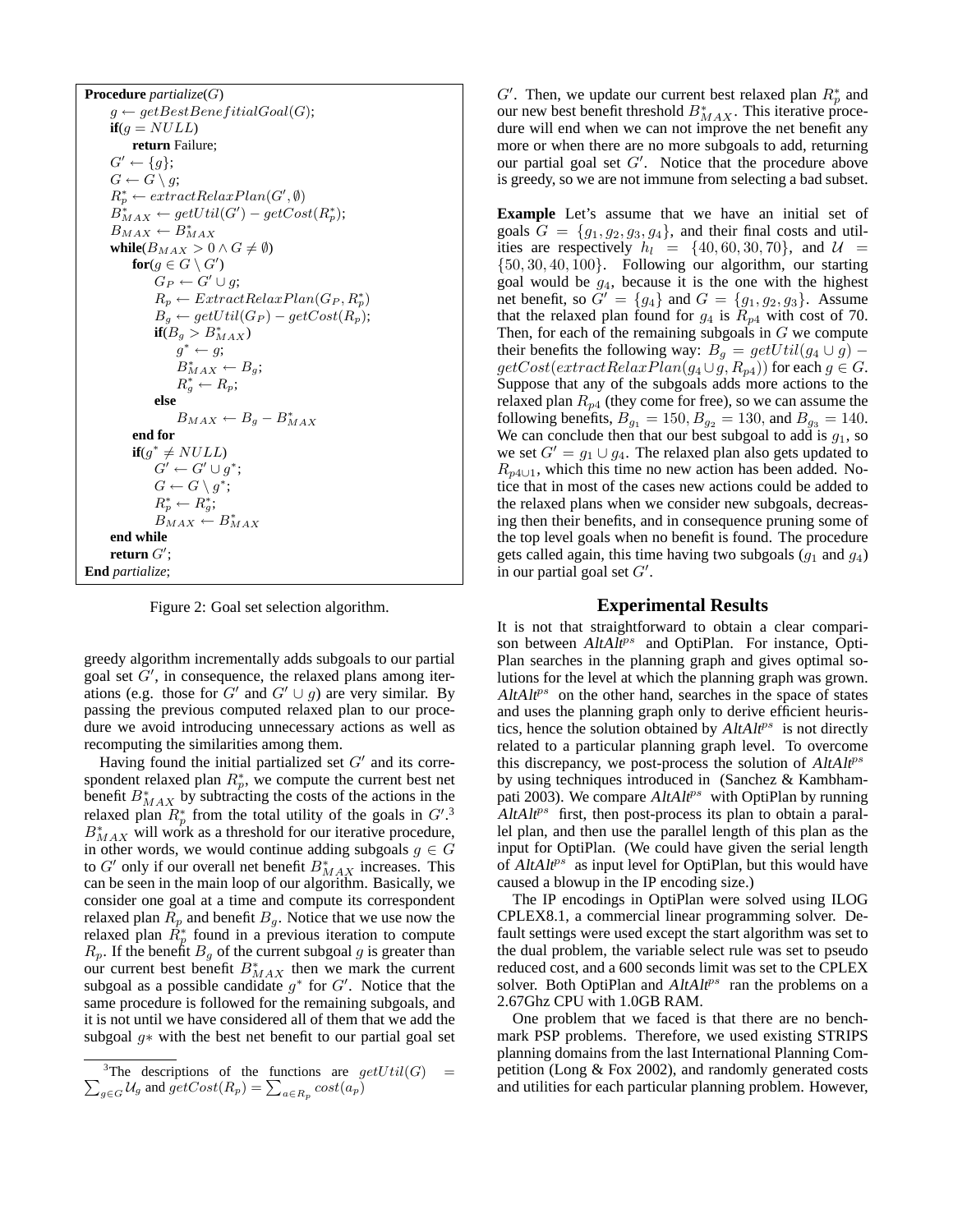```
Procedure partialize(G)
    g ← getBestBenefitialGoal(G);
    if(g = NULL)
        return Failure;
    G' ← {g};
    G ← G \ g;
    R*_p ← extractRelaxPlan(G', ∅)
    B*_MAX ← getUtil(G') − getCost(R*_p);
    B_MAX ← B*_MAX
    while(B_MAX > 0 ∧ G ≠ ∅)
        for(g ∈ G \ G')
            G_P ← G' ∪ g;
            R_p ← ExtractRelaxPlan(G_P, R*_p)
            B_g ← getUtil(G_P) − getCost(R_p);
            if(B_g > B*_MAX)
                g* ← g;
                B*_MAX ← B_g;
                R*_g ← R_p;
            else
                B_MAX ← B_g − B*_MAX
        end for
        if(g* ≠ NULL)
            G' ← G' ∪ g*;
            G ← G \ g*;
            R*_p ← R*_g;
            B_MAX ← B*_MAX
    end while
    return G';
End partialize;
```

Figure 2: Goal set selection algorithm.

greedy algorithm incrementally adds subgoals to our partial goal set $G'$, in consequence, the relaxed plans among iterations (e.g. those for $G'$ and $G' \cup g$) are very similar. By passing the previous computed relaxed plan to our procedure we avoid introducing unnecessary actions as well as recomputing the similarities among them.

Having found the initial partialized set $G'$ and its correspondent relaxed plan $R_p^*$, we compute the current best net benefit $B_{MAX}^*$ by subtracting the costs of the actions in the relaxed plan $R_p^*$ from the total utility of the goals in $G'$.[3] $B_{MAX}^*$ will work as a threshold for our iterative procedure, in other words, we would continue adding subgoals $g \in G$ to $G'$ only if our overall net benefit $B_{MAX}^*$ increases. This can be seen in the main loop of our algorithm. Basically, we consider one goal at a time and compute its correspondent relaxed plan $R_p$ and benefit $B_g$. Notice that we use now the relaxed plan $R_p^*$ found in a previous iteration to compute $R_p$. If the benefit $B_g$ of the current subgoal $g$ is greater than our current best benefit $B_{MAX}^*$ then we mark the current subgoal as a possible candidate $g^*$ for $G'$. Notice that the same procedure is followed for the remaining subgoals, and it is not until we have considered all of them that we add the subgoal $g*$ with the best net benefit to our partial goal set $G'$. Then, we update our current best relaxed plan $R_p^*$ and our new best benefit threshold $B_{MAX}^*$. This iterative procedure will end when we can not improve the net benefit any more or when there are no more subgoals to add, returning our partial goal set $G'$. Notice that the procedure above is greedy, so we are not immune from selecting a bad subset.

[3] The descriptions of the functions are $getUtil(G) = \sum_{g \in G} \mathcal{U}_g$ and $getCost(R_p) = \sum_{a \in R_p} cost(a_p)$

**Example** Let's assume that we have an initial set of goals $G = \{g_1, g_2, g_3, g_4\}$, and their final costs and utilities are respectively $h_l = \{40, 60, 30, 70\}$, and $\mathcal{U} = \{50, 30, 40, 100\}$. Following our algorithm, our starting goal would be $g_4$, because it is the one with the highest net benefit, so $G' = \{g_4\}$ and $G = \{g_1, g_2, g_3\}$. Assume that the relaxed plan found for $g_4$ is $R_{p4}$ with cost of 70. Then, for each of the remaining subgoals in $G$ we compute their benefits the following way: $B_g = getUtil(g_4 \cup g) - getCost(extractRelaxPlan(g_4 \cup g, R_{p4}))$ for each $g \in G$. Suppose that any of the subgoals adds more actions to the relaxed plan $R_{p4}$ (they come for free), so we can assume the following benefits, $B_{g_1} = 150, B_{g_2} = 130$, and $B_{g_3} = 140$. We can conclude then that our best subgoal to add is $g_1$, so we set $G' = g_1 \cup g_4$. The relaxed plan also gets updated to $R_{p4 \cup 1}$, which this time no new action has been added. Notice that in most of the cases new actions could be added to the relaxed plans when we consider new subgoals, decreasing then their benefits, and in consequence pruning some of the top level goals when no benefit is found. The procedure gets called again, this time having two subgoals ($g_1$ and $g_4$) in our partial goal set $G'$.

## Experimental Results

It is not that straightforward to obtain a clear comparison between *AltAlt$^{ps}$* and OptiPlan. For instance, OptiPlan searches in the planning graph and gives optimal solutions for the level at which the planning graph was grown. *AltAlt$^{ps}$* on the other hand, searches in the space of states and uses the planning graph only to derive efficient heuristics, hence the solution obtained by *AltAlt$^{ps}$* is not directly related to a particular planning graph level. To overcome this discrepancy, we post-process the solution of *AltAlt$^{ps}$* by using techniques introduced in (Sanchez & Kambhampati 2003). We compare *AltAlt$^{ps}$* with OptiPlan by running *AltAlt$^{ps}$* first, then post-process its plan to obtain a parallel plan, and then use the parallel length of this plan as the input for OptiPlan. (We could have given the serial length of *AltAlt$^{ps}$* as input level for OptiPlan, but this would have caused a blowup in the IP encoding size.)

The IP encodings in OptiPlan were solved using ILOG CPLEX8.1, a commercial linear programming solver. Default settings were used except the start algorithm was set to the dual problem, the variable select rule was set to pseudo reduced cost, and a 600 seconds limit was set to the CPLEX solver. Both OptiPlan and *AltAlt$^{ps}$* ran the problems on a 2.67Ghz CPU with 1.0GB RAM.

One problem that we faced is that there are no benchmark PSP problems. Therefore, we used existing STRIPS planning domains from the last International Planning Competition (Long & Fox 2002), and randomly generated costs and utilities for each particular planning problem. However,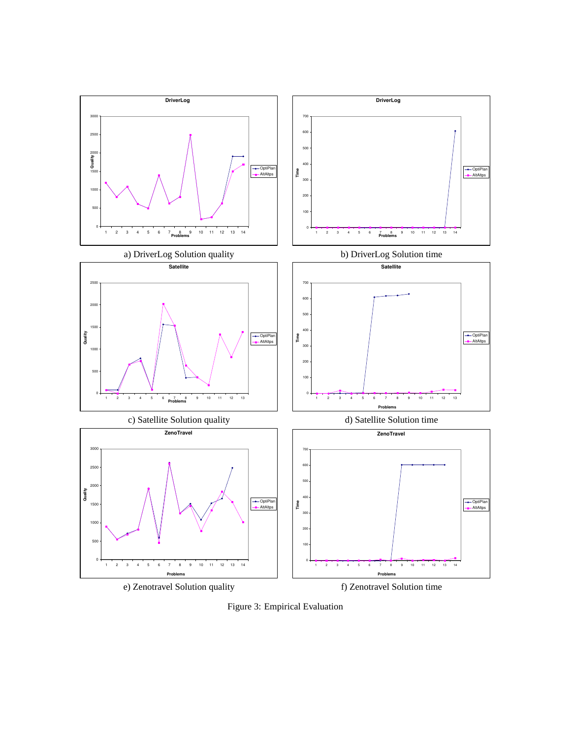DriverLog

3000
2500
2000
1500
1000
500
0

Quality

1 2 3 4 5 6 7 8 9 10 11 12 13 14

Problems

OptiPlan
AltAltps

a) DriverLog Solution quality

DriverLog

700
600
500
400
300
200
100
0

Time

1 2 3 4 5 6 7 8 9 10 11 12 13 14

Problems

OptiPlan
AltAltps

b) DriverLog Solution time

Satellite

2500
2000
1500
1000
500
0

Quality

1 2 3 4 5 6 7 8 9 10 11 12 13

Problems

OptiPlan
AltAltps

c) Satellite Solution quality

Satellite

700
600
500
400
300
200
100
0

Time

1 2 3 4 5 6 7 8 9 10 11 12 13

Problems

OptiPlan
AltAltps

d) Satellite Solution time

ZenoTravel

3000
2500
2000
1500
1000
500
0

Quality

1 2 3 4 5 6 7 8 9 10 11 12 13 14

Problems

OptiPlan
AltAltps

e) Zenotravel Solution quality

ZenoTravel

700
600
500
400
300
200
100
0

Time

1 2 3 4 5 6 7 8 9 10 11 12 13 14

Problems

OptiPlan
AltAltps

f) Zenotravel Solution time

Figure 3: Empirical Evaluation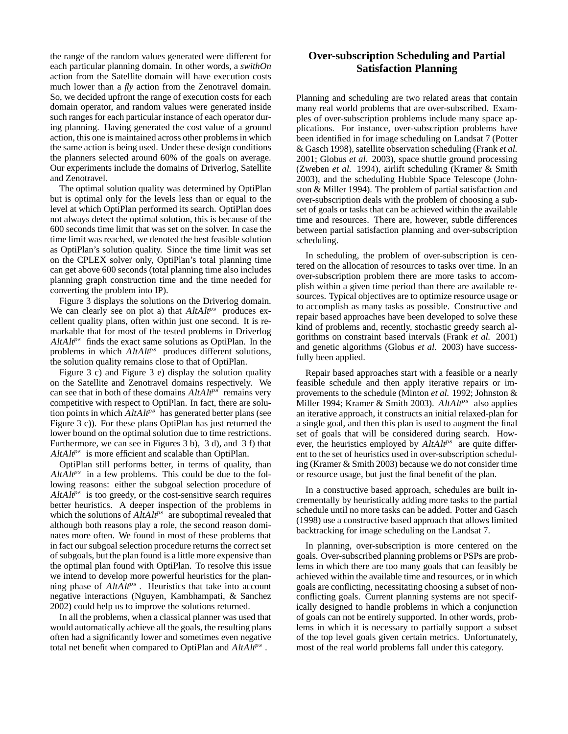the range of the random values generated were different for each particular planning domain. In other words, a *swithOn* action from the Satellite domain will have execution costs much lower than a *fly* action from the Zenotravel domain. So, we decided upfront the range of execution costs for each domain operator, and random values were generated inside such ranges for each particular instance of each operator during planning. Having generated the cost value of a ground action, this one is maintained across other problems in which the same action is being used. Under these design conditions the planners selected around 60% of the goals on average. Our experiments include the domains of Driverlog, Satellite and Zenotravel.

The optimal solution quality was determined by OptiPlan but is optimal only for the levels less than or equal to the level at which OptiPlan performed its search. OptiPlan does not always detect the optimal solution, this is because of the 600 seconds time limit that was set on the solver. In case the time limit was reached, we denoted the best feasible solution as OptiPlan's solution quality. Since the time limit was set on the CPLEX solver only, OptiPlan's total planning time can get above 600 seconds (total planning time also includes planning graph construction time and the time needed for converting the problem into IP).

Figure 3 displays the solutions on the Driverlog domain. We can clearly see on plot a) that *AltAlt*$^{ps}$ produces excellent quality plans, often within just one second. It is remarkable that for most of the tested problems in Driverlog *AltAlt*$^{ps}$ finds the exact same solutions as OptiPlan. In the problems in which *AltAlt*$^{ps}$ produces different solutions, the solution quality remains close to that of OptiPlan.

Figure 3 c) and Figure 3 e) display the solution quality on the Satellite and Zenotravel domains respectively. We can see that in both of these domains *AltAlt*$^{ps}$ remains very competitive with respect to OptiPlan. In fact, there are solution points in which *AltAlt*$^{ps}$ has generated better plans (see Figure 3 c)). For these plans OptiPlan has just returned the lower bound on the optimal solution due to time restrictions. Furthermore, we can see in Figures 3 b), 3 d), and 3 f) that *AltAlt*$^{ps}$ is more efficient and scalable than OptiPlan.

OptiPlan still performs better, in terms of quality, than *AltAlt*$^{ps}$ in a few problems. This could be due to the following reasons: either the subgoal selection procedure of *AltAlt*$^{ps}$ is too greedy, or the cost-sensitive search requires better heuristics. A deeper inspection of the problems in which the solutions of *AltAlt*$^{ps}$ are suboptimal revealed that although both reasons play a role, the second reason dominates more often. We found in most of these problems that in fact our subgoal selection procedure returns the correct set of subgoals, but the plan found is a little more expensive than the optimal plan found with OptiPlan. To resolve this issue we intend to develop more powerful heuristics for the planning phase of *AltAlt*$^{ps}$. Heuristics that take into account negative interactions (Nguyen, Kambhampati, & Sanchez 2002) could help us to improve the solutions returned.

In all the problems, when a classical planner was used that would automatically achieve all the goals, the resulting plans often had a significantly lower and sometimes even negative total net benefit when compared to OptiPlan and *AltAlt*$^{ps}$.

## Over-subscription Scheduling and Partial Satisfaction Planning

Planning and scheduling are two related areas that contain many real world problems that are over-subscribed. Examples of over-subscription problems include many space applications. For instance, over-subscription problems have been identified in for image scheduling on Landsat 7 (Potter & Gasch 1998), satellite observation scheduling (Frank *et al.* 2001; Globus *et al.* 2003), space shuttle ground processing (Zweben *et al.* 1994), airlift scheduling (Kramer & Smith 2003), and the scheduling Hubble Space Telescope (Johnston & Miller 1994). The problem of partial satisfaction and over-subscription deals with the problem of choosing a subset of goals or tasks that can be achieved within the available time and resources. There are, however, subtle differences between partial satisfaction planning and over-subscription scheduling.

In scheduling, the problem of over-subscription is centered on the allocation of resources to tasks over time. In an over-subscription problem there are more tasks to accomplish within a given time period than there are available resources. Typical objectives are to optimize resource usage or to accomplish as many tasks as possible. Constructive and repair based approaches have been developed to solve these kind of problems and, recently, stochastic greedy search algorithms on constraint based intervals (Frank *et al.* 2001) and genetic algorithms (Globus *et al.* 2003) have successfully been applied.

Repair based approaches start with a feasible or a nearly feasible schedule and then apply iterative repairs or improvements to the schedule (Minton *et al.* 1992; Johnston & Miller 1994; Kramer & Smith 2003). *AltAlt*$^{ps}$ also applies an iterative approach, it constructs an initial relaxed-plan for a single goal, and then this plan is used to augment the final set of goals that will be considered during search. However, the heuristics employed by *AltAlt*$^{ps}$ are quite different to the set of heuristics used in over-subscription scheduling (Kramer & Smith 2003) because we do not consider time or resource usage, but just the final benefit of the plan.

In a constructive based approach, schedules are built incrementally by heuristically adding more tasks to the partial schedule until no more tasks can be added. Potter and Gasch (1998) use a constructive based approach that allows limited backtracking for image scheduling on the Landsat 7.

In planning, over-subscription is more centered on the goals. Over-subscribed planning problems or PSPs are problems in which there are too many goals that can feasibly be achieved within the available time and resources, or in which goals are conflicting, necessitating choosing a subset of non-conflicting goals. Current planning systems are not specifically designed to handle problems in which a conjunction of goals can not be entirely supported. In other words, problems in which it is necessary to partially support a subset of the top level goals given certain metrics. Unfortunately, most of the real world problems fall under this category.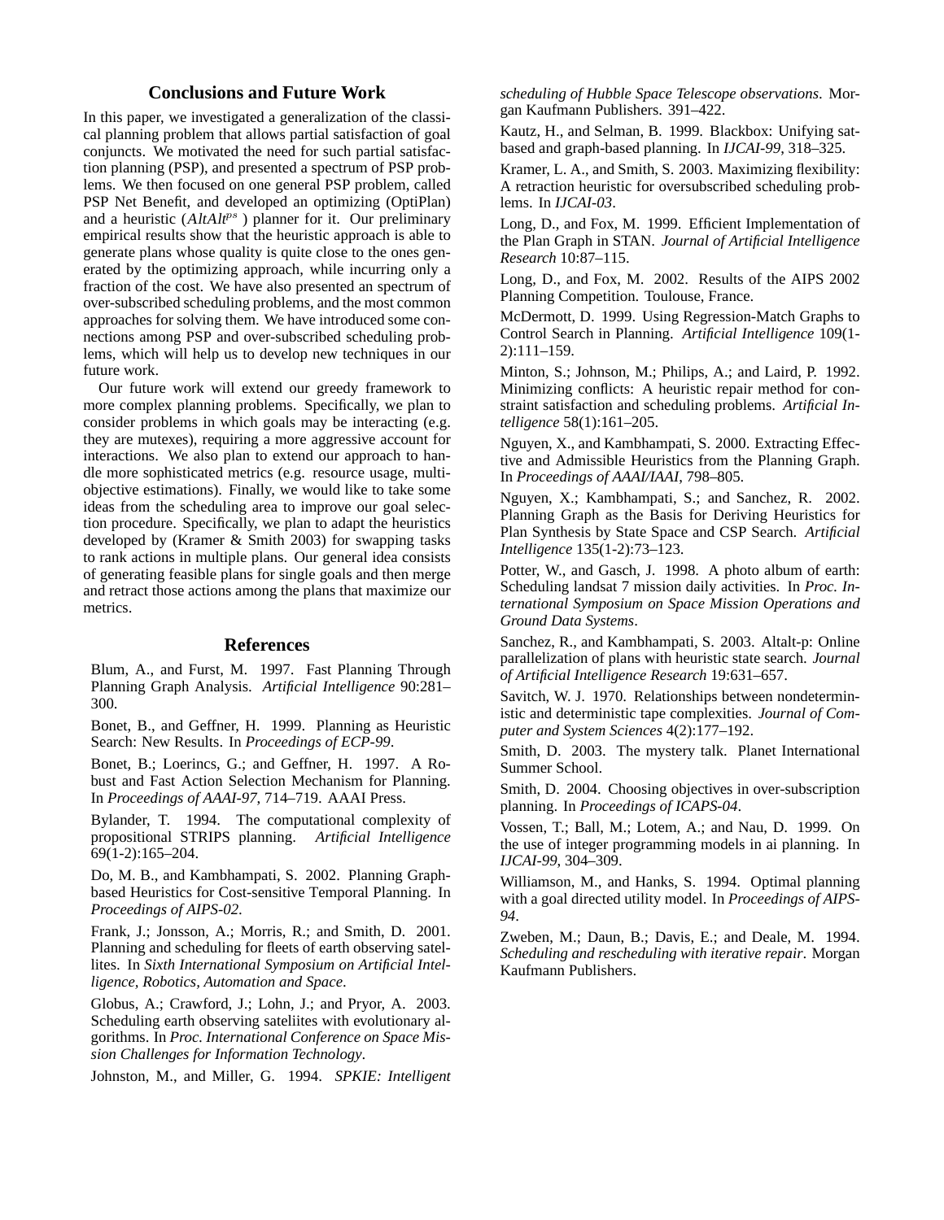## Conclusions and Future Work

In this paper, we investigated a generalization of the classical planning problem that allows partial satisfaction of goal conjuncts. We motivated the need for such partial satisfaction planning (PSP), and presented a spectrum of PSP problems. We then focused on one general PSP problem, called PSP Net Benefit, and developed an optimizing (OptiPlan) and a heuristic (*AltAlt*$^{ps}$ ) planner for it. Our preliminary empirical results show that the heuristic approach is able to generate plans whose quality is quite close to the ones generated by the optimizing approach, while incurring only a fraction of the cost. We have also presented an spectrum of over-subscribed scheduling problems, and the most common approaches for solving them. We have introduced some connections among PSP and over-subscribed scheduling problems, which will help us to develop new techniques in our future work.

Our future work will extend our greedy framework to more complex planning problems. Specifically, we plan to consider problems in which goals may be interacting (e.g. they are mutexes), requiring a more aggressive account for interactions. We also plan to extend our approach to handle more sophisticated metrics (e.g. resource usage, multi-objective estimations). Finally, we would like to take some ideas from the scheduling area to improve our goal selection procedure. Specifically, we plan to adapt the heuristics developed by (Kramer & Smith 2003) for swapping tasks to rank actions in multiple plans. Our general idea consists of generating feasible plans for single goals and then merge and retract those actions among the plans that maximize our metrics.

## References

Blum, A., and Furst, M. 1997. Fast Planning Through Planning Graph Analysis. *Artificial Intelligence* 90:281–300.

Bonet, B., and Geffner, H. 1999. Planning as Heuristic Search: New Results. In *Proceedings of ECP-99*.

Bonet, B.; Loerincs, G.; and Geffner, H. 1997. A Robust and Fast Action Selection Mechanism for Planning. In *Proceedings of AAAI-97*, 714–719. AAAI Press.

Bylander, T. 1994. The computational complexity of propositional STRIPS planning. *Artificial Intelligence* 69(1-2):165–204.

Do, M. B., and Kambhampati, S. 2002. Planning Graph-based Heuristics for Cost-sensitive Temporal Planning. In *Proceedings of AIPS-02*.

Frank, J.; Jonsson, A.; Morris, R.; and Smith, D. 2001. Planning and scheduling for fleets of earth observing satellites. In *Sixth International Symposium on Artificial Intelligence, Robotics, Automation and Space*.

Globus, A.; Crawford, J.; Lohn, J.; and Pryor, A. 2003. Scheduling earth observing sateliites with evolutionary algorithms. In *Proc. International Conference on Space Mission Challenges for Information Technology*.

Johnston, M., and Miller, G. 1994. *SPKIE: Intelligent scheduling of Hubble Space Telescope observations*. Morgan Kaufmann Publishers. 391–422.

Kautz, H., and Selman, B. 1999. Blackbox: Unifying sat-based and graph-based planning. In *IJCAI-99*, 318–325.

Kramer, L. A., and Smith, S. 2003. Maximizing flexibility: A retraction heuristic for oversubscribed scheduling problems. In *IJCAI-03*.

Long, D., and Fox, M. 1999. Efficient Implementation of the Plan Graph in STAN. *Journal of Artificial Intelligence Research* 10:87–115.

Long, D., and Fox, M. 2002. Results of the AIPS 2002 Planning Competition. Toulouse, France.

McDermott, D. 1999. Using Regression-Match Graphs to Control Search in Planning. *Artificial Intelligence* 109(1-2):111–159.

Minton, S.; Johnson, M.; Philips, A.; and Laird, P. 1992. Minimizing conflicts: A heuristic repair method for constraint satisfaction and scheduling problems. *Artificial Intelligence* 58(1):161–205.

Nguyen, X., and Kambhampati, S. 2000. Extracting Effective and Admissible Heuristics from the Planning Graph. In *Proceedings of AAAI/IAAI*, 798–805.

Nguyen, X.; Kambhampati, S.; and Sanchez, R. 2002. Planning Graph as the Basis for Deriving Heuristics for Plan Synthesis by State Space and CSP Search. *Artificial Intelligence* 135(1-2):73–123.

Potter, W., and Gasch, J. 1998. A photo album of earth: Scheduling landsat 7 mission daily activities. In *Proc. International Symposium on Space Mission Operations and Ground Data Systems*.

Sanchez, R., and Kambhampati, S. 2003. Altalt-p: Online parallelization of plans with heuristic state search. *Journal of Artificial Intelligence Research* 19:631–657.

Savitch, W. J. 1970. Relationships between nondeterministic and deterministic tape complexities. *Journal of Computer and System Sciences* 4(2):177–192.

Smith, D. 2003. The mystery talk. Planet International Summer School.

Smith, D. 2004. Choosing objectives in over-subscription planning. In *Proceedings of ICAPS-04*.

Vossen, T.; Ball, M.; Lotem, A.; and Nau, D. 1999. On the use of integer programming models in ai planning. In *IJCAI-99*, 304–309.

Williamson, M., and Hanks, S. 1994. Optimal planning with a goal directed utility model. In *Proceedings of AIPS-94*.

Zweben, M.; Daun, B.; Davis, E.; and Deale, M. 1994. *Scheduling and rescheduling with iterative repair*. Morgan Kaufmann Publishers.